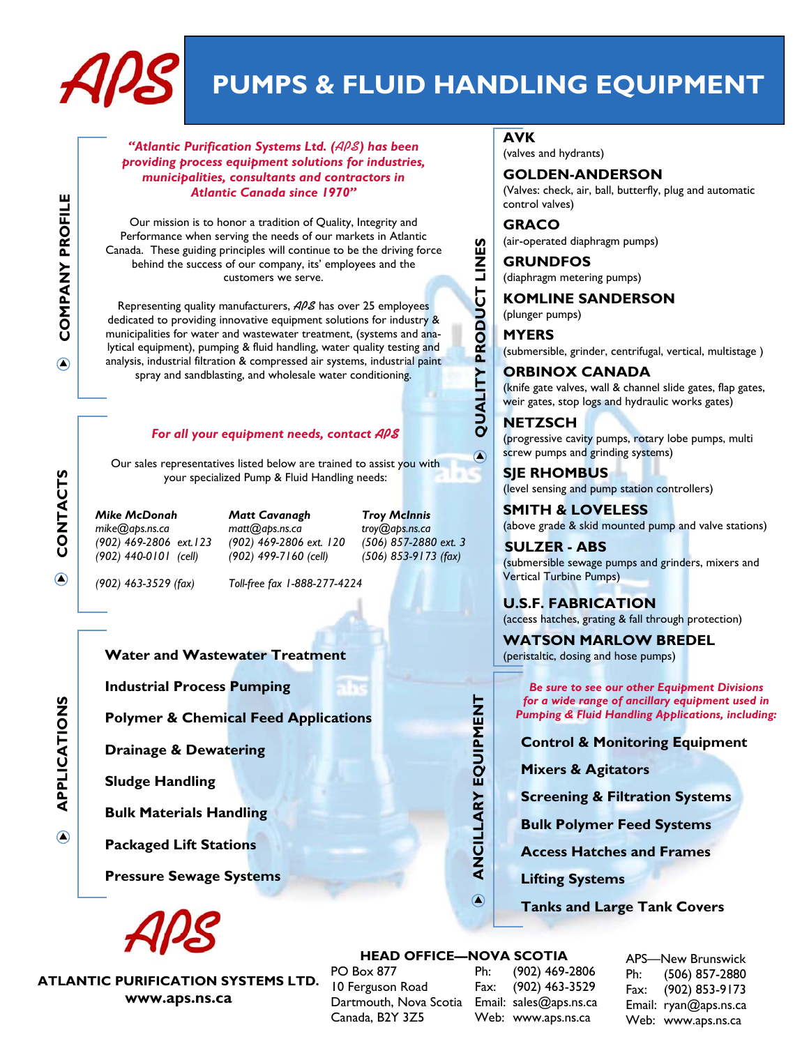# APS

# PUMPS & FLUID HANDLING EQUIPMENT

## COMPANY PROFILE

***"Atlantic Purification Systems Ltd. (APS) has been providing process equipment solutions for industries, municipalities, consultants and contractors in Atlantic Canada since 1970"***

Our mission is to honor a tradition of Quality, Integrity and Performance when serving the needs of our markets in Atlantic Canada. These guiding principles will continue to be the driving force behind the success of our company, its' employees and the customers we serve.

Representing quality manufacturers, APS has over 25 employees dedicated to providing innovative equipment solutions for industry & municipalities for water and wastewater treatment, (systems and analytical equipment), pumping & fluid handling, water quality testing and analysis, industrial filtration & compressed air systems, industrial paint spray and sandblasting, and wholesale water conditioning.

## CONTACTS

***For all your equipment needs, contact APS***

Our sales representatives listed below are trained to assist you with your specialized Pump & Fluid Handling needs:

***Mike McDonah***
*mike@aps.ns.ca*
*(902) 469-2806 ext.123*
*(902) 440-0101 (cell)*
*(902) 463-3529 (fax)*

***Matt Cavanagh***
*matt@aps.ns.ca*
*(902) 469-2806 ext. 120*
*(902) 499-7160 (cell)*
*Toll-free fax 1-888-277-4224*

***Troy McInnis***
*troy@aps.ns.ca*
*(506) 857-2880 ext. 3*
*(506) 853-9173 (fax)*

## APPLICATIONS

**Water and Wastewater Treatment**

**Industrial Process Pumping**

**Polymer & Chemical Feed Applications**

**Drainage & Dewatering**

**Sludge Handling**

**Bulk Materials Handling**

**Packaged Lift Stations**

**Pressure Sewage Systems**

## QUALITY PRODUCT LINES

**AVK**
(valves and hydrants)

**GOLDEN-ANDERSON**
(Valves: check, air, ball, butterfly, plug and automatic control valves)

**GRACO**
(air-operated diaphragm pumps)

**GRUNDFOS**
(diaphragm metering pumps)

**KOMLINE SANDERSON**
(plunger pumps)

**MYERS**
(submersible, grinder, centrifugal, vertical, multistage )

**ORBINOX CANADA**
(knife gate valves, wall & channel slide gates, flap gates, weir gates, stop logs and hydraulic works gates)

**NETZSCH**
(progressive cavity pumps, rotary lobe pumps, multi screw pumps and grinding systems)

**SJE RHOMBUS**
(level sensing and pump station controllers)

**SMITH & LOVELESS**
(above grade & skid mounted pump and valve stations)

**SULZER - ABS**
(submersible sewage pumps and grinders, mixers and Vertical Turbine Pumps)

**U.S.F. FABRICATION**
(access hatches, grating & fall through protection)

**WATSON MARLOW BREDEL**
(peristaltic, dosing and hose pumps)

## ANCILLARY EQUIPMENT

***Be sure to see our other Equipment Divisions for a wide range of ancillary equipment used in Pumping & Fluid Handling Applications, including:***

**Control & Monitoring Equipment**

**Mixers & Agitators**

**Screening & Filtration Systems**

**Bulk Polymer Feed Systems**

**Access Hatches and Frames**

**Lifting Systems**

**Tanks and Large Tank Covers**

---

APS

**ATLANTIC PURIFICATION SYSTEMS LTD.**
**www.aps.ns.ca**

**HEAD OFFICE—NOVA SCOTIA**
PO Box 877
10 Ferguson Road
Dartmouth, Nova Scotia
Canada, B2Y 3Z5

Ph: (902) 469-2806
Fax: (902) 463-3529
Email: sales@aps.ns.ca
Web: www.aps.ns.ca

APS—New Brunswick
Ph: (506) 857-2880
Fax: (902) 853-9173
Email: ryan@aps.ns.ca
Web: www.aps.ns.ca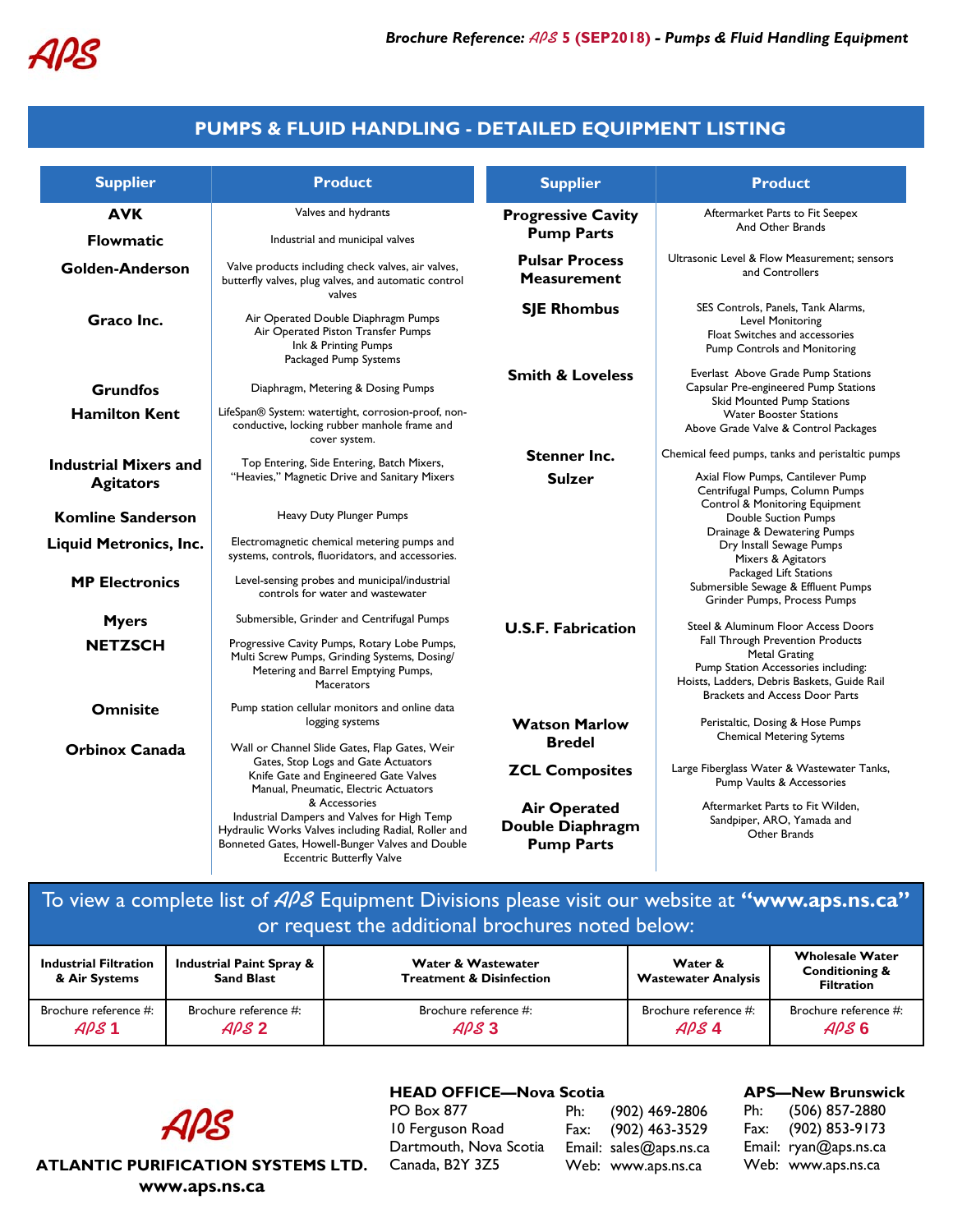APS

*Brochure Reference: APS 5 (SEP2018) - Pumps & Fluid Handling Equipment*

## PUMPS & FLUID HANDLING - DETAILED EQUIPMENT LISTING

| Supplier | Product |
|---|---|
| **AVK** | Valves and hydrants |
| **Flowmatic** | Industrial and municipal valves |
| **Golden-Anderson** | Valve products including check valves, air valves, butterfly valves, plug valves, and automatic control valves |
| **Graco Inc.** | Air Operated Double Diaphragm Pumps<br>Air Operated Piston Transfer Pumps<br>Ink & Printing Pumps<br>Packaged Pump Systems |
| **Grundfos** | Diaphragm, Metering & Dosing Pumps |
| **Hamilton Kent** | LifeSpan® System: watertight, corrosion-proof, non-conductive, locking rubber manhole frame and cover system. |
| **Industrial Mixers and Agitators** | Top Entering, Side Entering, Batch Mixers, "Heavies," Magnetic Drive and Sanitary Mixers |
| **Komline Sanderson** | Heavy Duty Plunger Pumps |
| **Liquid Metronics, Inc.** | Electromagnetic chemical metering pumps and systems, controls, fluoridators, and accessories. |
| **MP Electronics** | Level-sensing probes and municipal/industrial controls for water and wastewater |
| **Myers** | Submersible, Grinder and Centrifugal Pumps |
| **NETZSCH** | Progressive Cavity Pumps, Rotary Lobe Pumps, Multi Screw Pumps, Grinding Systems, Dosing/ Metering and Barrel Emptying Pumps, Macerators |
| **Omnisite** | Pump station cellular monitors and online data logging systems |
| **Orbinox Canada** | Wall or Channel Slide Gates, Flap Gates, Weir Gates, Stop Logs and Gate Actuators<br>Knife Gate and Engineered Gate Valves<br>Manual, Pneumatic, Electric Actuators & Accessories<br>Industrial Dampers and Valves for High Temp<br>Hydraulic Works Valves including Radial, Roller and Bonneted Gates, Howell-Bunger Valves and Double Eccentric Butterfly Valve |
| **Progressive Cavity Pump Parts** | Aftermarket Parts to Fit Seepex And Other Brands |
| **Pulsar Process Measurement** | Ultrasonic Level & Flow Measurement; sensors and Controllers |
| **SJE Rhombus** | SES Controls, Panels, Tank Alarms,<br>Level Monitoring<br>Float Switches and accessories<br>Pump Controls and Monitoring |
| **Smith & Loveless** | Everlast Above Grade Pump Stations<br>Capsular Pre-engineered Pump Stations<br>Skid Mounted Pump Stations<br>Water Booster Stations<br>Above Grade Valve & Control Packages |
| **Stenner Inc.** | Chemical feed pumps, tanks and peristaltic pumps |
| **Sulzer** | Axial Flow Pumps, Cantilever Pump<br>Centrifugal Pumps, Column Pumps<br>Control & Monitoring Equipment<br>Double Suction Pumps<br>Drainage & Dewatering Pumps<br>Dry Install Sewage Pumps<br>Mixers & Agitators<br>Packaged Lift Stations<br>Submersible Sewage & Effluent Pumps<br>Grinder Pumps, Process Pumps |
| **U.S.F. Fabrication** | Steel & Aluminum Floor Access Doors<br>Fall Through Prevention Products<br>Metal Grating<br>Pump Station Accessories including:<br>Hoists, Ladders, Debris Baskets, Guide Rail Brackets and Access Door Parts |
| **Watson Marlow Bredel** | Peristaltic, Dosing & Hose Pumps<br>Chemical Metering Sytems |
| **ZCL Composites** | Large Fiberglass Water & Wastewater Tanks, Pump Vaults & Accessories |
| **Air Operated Double Diaphragm Pump Parts** | Aftermarket Parts to Fit Wilden, Sandpiper, ARO, Yamada and Other Brands |

To view a complete list of APS Equipment Divisions please visit our website at **"www.aps.ns.ca"** or request the additional brochures noted below:

| Industrial Filtration & Air Systems | Industrial Paint Spray & Sand Blast | Water & Wastewater Treatment & Disinfection | Water & Wastewater Analysis | Wholesale Water Conditioning & Filtration |
|---|---|---|---|---|
| Brochure reference #: APS 1 | Brochure reference #: APS 2 | Brochure reference #: APS 3 | Brochure reference #: APS 4 | Brochure reference #: APS 6 |

APS

**ATLANTIC PURIFICATION SYSTEMS LTD.**
**www.aps.ns.ca**

**HEAD OFFICE—Nova Scotia**
PO Box 877
10 Ferguson Road
Dartmouth, Nova Scotia
Canada, B2Y 3Z5

Ph: (902) 469-2806
Fax: (902) 463-3529
Email: sales@aps.ns.ca
Web: www.aps.ns.ca

**APS—New Brunswick**
Ph: (506) 857-2880
Fax: (902) 853-9173
Email: ryan@aps.ns.ca
Web: www.aps.ns.ca